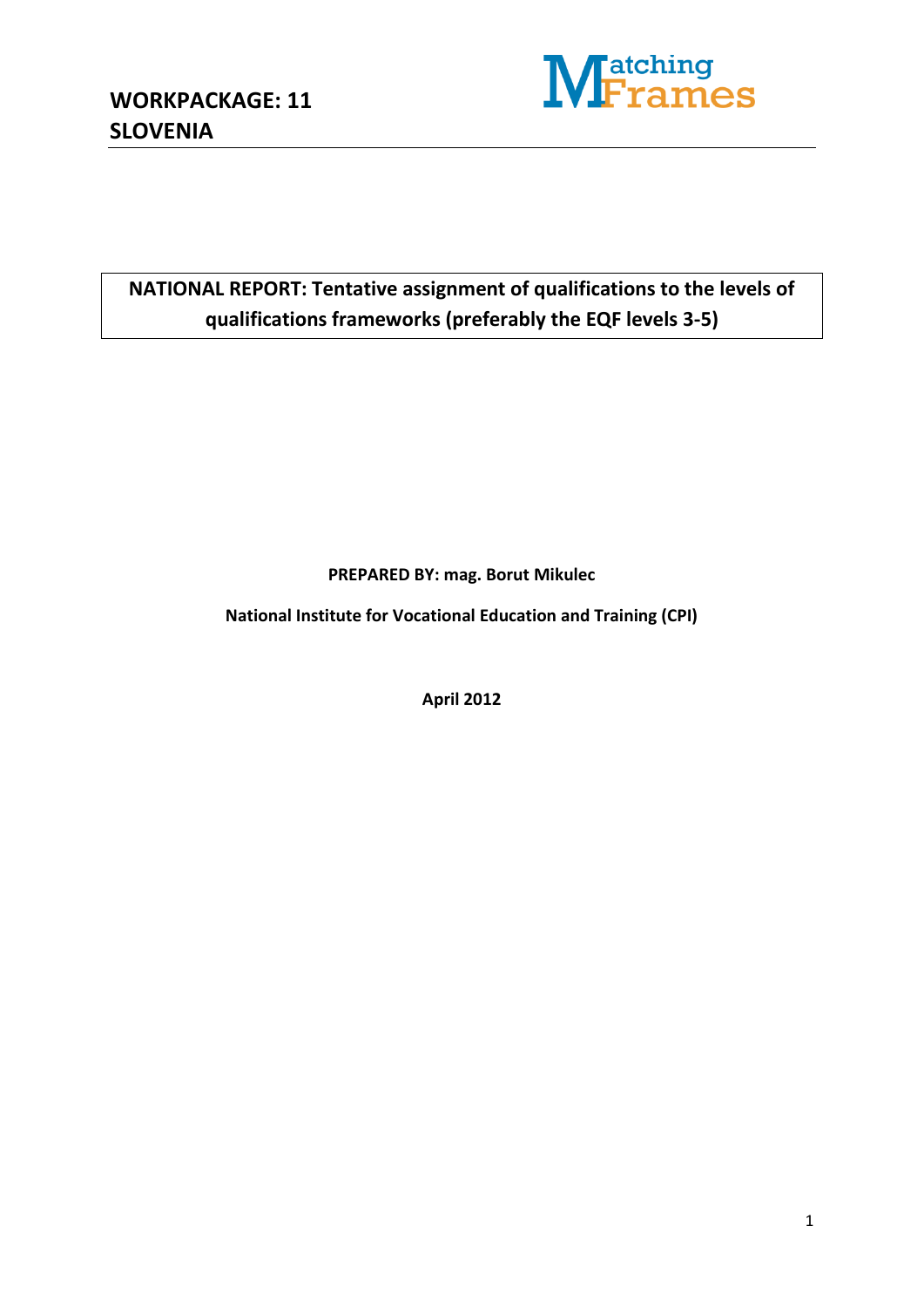# WORKPACKAGE: 11
# SLOVENIA

MatchingFrames

**NATIONAL REPORT: Tentative assignment of qualifications to the levels of qualifications frameworks (preferably the EQF levels 3-5)**

**PREPARED BY: mag. Borut Mikulec**

**National Institute for Vocational Education and Training (CPI)**

**April 2012**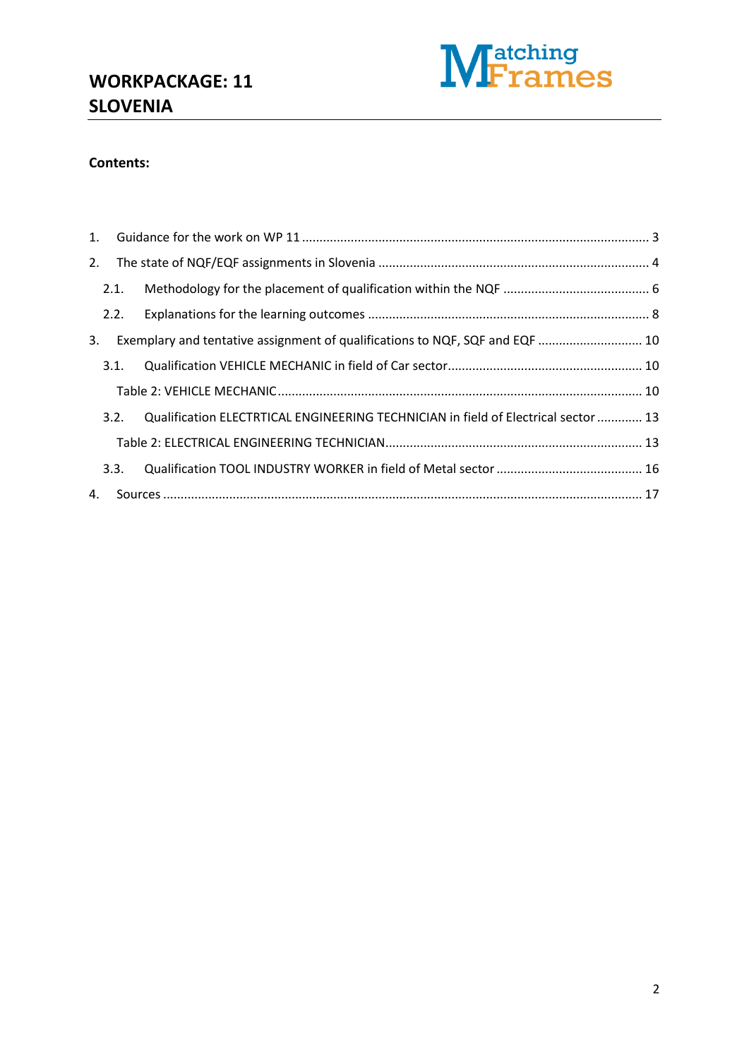**WORKPACKAGE: 11**
**SLOVENIA**

**Contents:**

1. Guidance for the work on WP 11 ........ 3
2. The state of NQF/EQF assignments in Slovenia ........ 4
   - 2.1. Methodology for the placement of qualification within the NQF ........ 6
   - 2.2. Explanations for the learning outcomes ........ 8
3. Exemplary and tentative assignment of qualifications to NQF, SQF and EQF ........ 10
   - 3.1. Qualification VEHICLE MECHANIC in field of Car sector ........ 10
     - Table 2: VEHICLE MECHANIC ........ 10
   - 3.2. Qualification ELECTRTICAL ENGINEERING TECHNICIAN in field of Electrical sector ........ 13
     - Table 2: ELECTRICAL ENGINEERING TECHNICIAN ........ 13
   - 3.3. Qualification TOOL INDUSTRY WORKER in field of Metal sector ........ 16
4. Sources ........ 17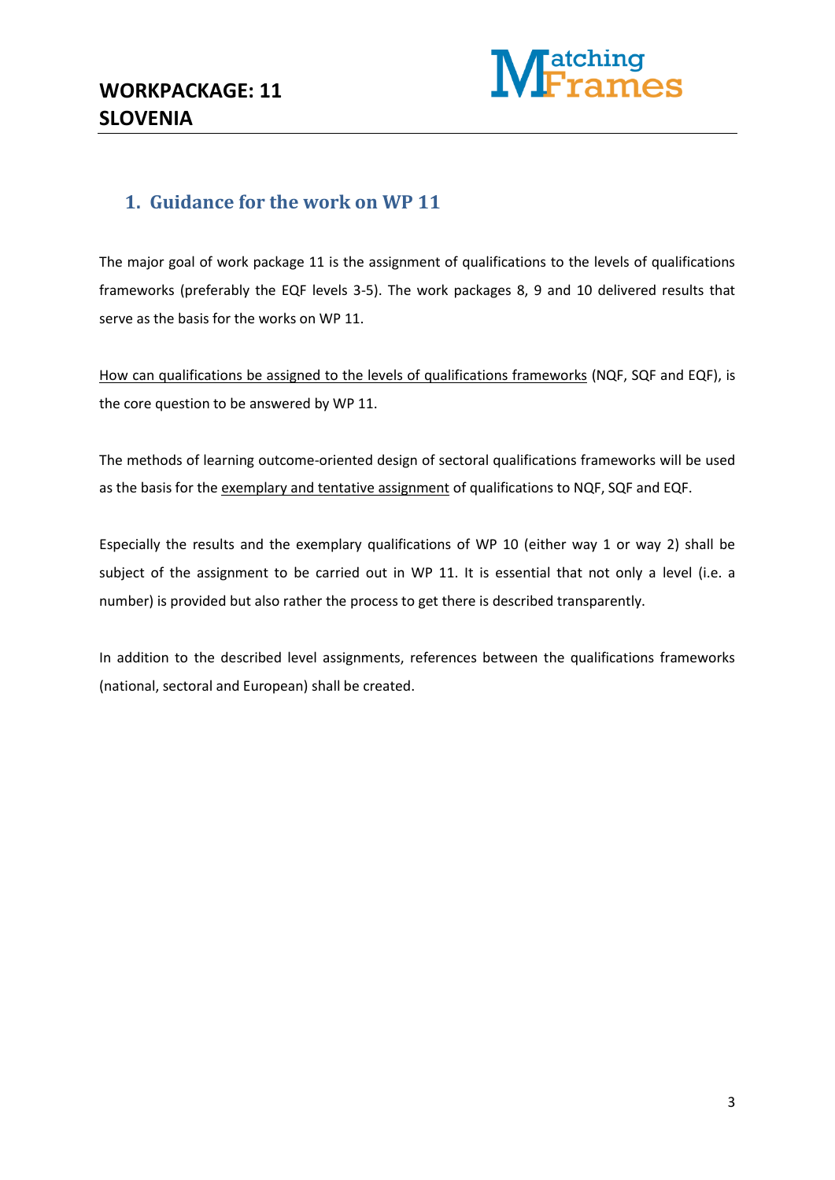## 1. Guidance for the work on WP 11

The major goal of work package 11 is the assignment of qualifications to the levels of qualifications frameworks (preferably the EQF levels 3-5). The work packages 8, 9 and 10 delivered results that serve as the basis for the works on WP 11.

How can qualifications be assigned to the levels of qualifications frameworks (NQF, SQF and EQF), is the core question to be answered by WP 11.

The methods of learning outcome-oriented design of sectoral qualifications frameworks will be used as the basis for the exemplary and tentative assignment of qualifications to NQF, SQF and EQF.

Especially the results and the exemplary qualifications of WP 10 (either way 1 or way 2) shall be subject of the assignment to be carried out in WP 11. It is essential that not only a level (i.e. a number) is provided but also rather the process to get there is described transparently.

In addition to the described level assignments, references between the qualifications frameworks (national, sectoral and European) shall be created.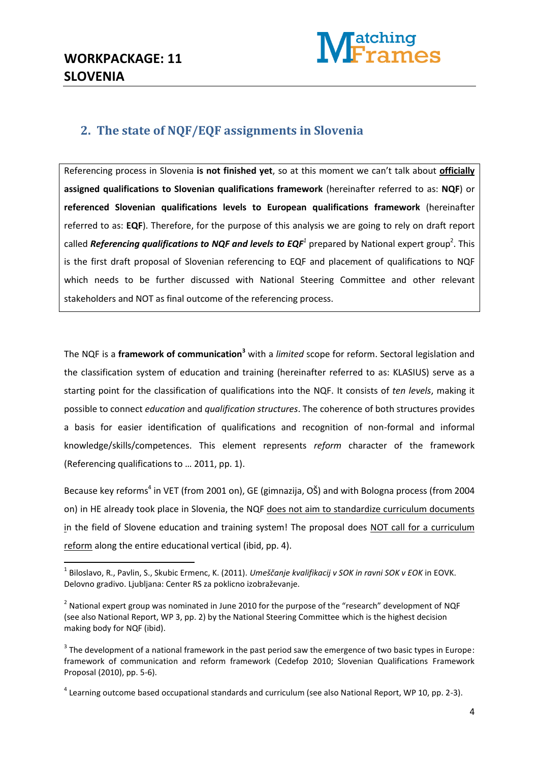## 2. The state of NQF/EQF assignments in Slovenia

Referencing process in Slovenia **is not finished yet**, so at this moment we can't talk about **officially assigned qualifications to Slovenian qualifications framework** (hereinafter referred to as: **NQF**) or **referenced Slovenian qualifications levels to European qualifications framework** (hereinafter referred to as: **EQF**). Therefore, for the purpose of this analysis we are going to rely on draft report called ***Referencing qualifications to NQF and levels to EQF***[1] prepared by National expert group[2]. This is the first draft proposal of Slovenian referencing to EQF and placement of qualifications to NQF which needs to be further discussed with National Steering Committee and other relevant stakeholders and NOT as final outcome of the referencing process.

The NQF is a **framework of communication**[3] with a *limited* scope for reform. Sectoral legislation and the classification system of education and training (hereinafter referred to as: KLASIUS) serve as a starting point for the classification of qualifications into the NQF. It consists of *ten levels*, making it possible to connect *education* and *qualification structures*. The coherence of both structures provides a basis for easier identification of qualifications and recognition of non-formal and informal knowledge/skills/competences. This element represents *reform* character of the framework (Referencing qualifications to … 2011, pp. 1).

Because key reforms[4] in VET (from 2001 on), GE (gimnazija, OŠ) and with Bologna process (from 2004 on) in HE already took place in Slovenia, the NQF does not aim to standardize curriculum documents in the field of Slovene education and training system! The proposal does NOT call for a curriculum reform along the entire educational vertical (ibid, pp. 4).

---

[1] Biloslavo, R., Pavlin, S., Skubic Ermenc, K. (2011). *Umeščanje kvalifikacij v SOK in ravni SOK v EOK* in EOVK. Delovno gradivo. Ljubljana: Center RS za poklicno izobraževanje.

[2] National expert group was nominated in June 2010 for the purpose of the "research" development of NQF (see also National Report, WP 3, pp. 2) by the National Steering Committee which is the highest decision making body for NQF (ibid).

[3] The development of a national framework in the past period saw the emergence of two basic types in Europe: framework of communication and reform framework (Cedefop 2010; Slovenian Qualifications Framework Proposal (2010), pp. 5-6).

[4] Learning outcome based occupational standards and curriculum (see also National Report, WP 10, pp. 2-3).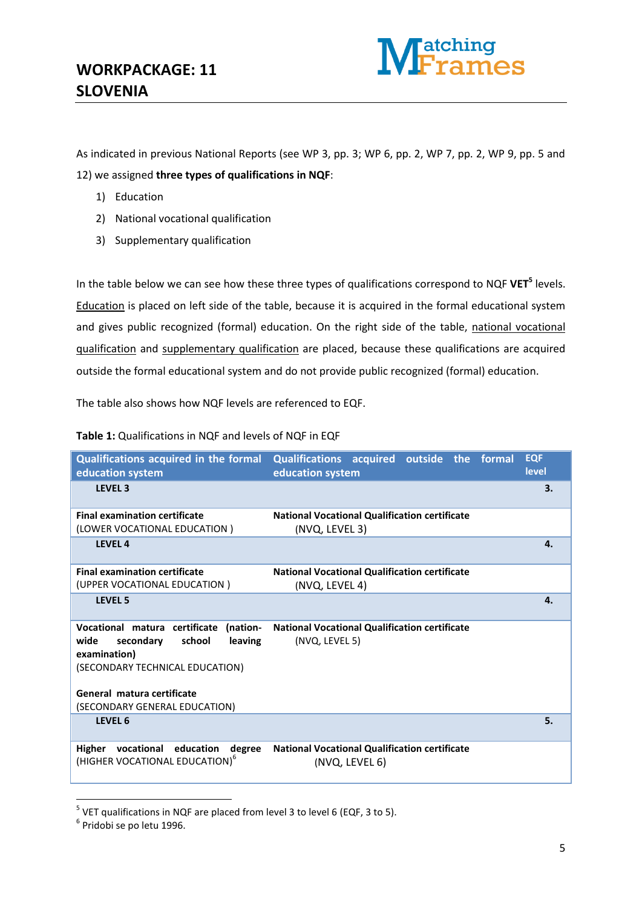As indicated in previous National Reports (see WP 3, pp. 3; WP 6, pp. 2, WP 7, pp. 2, WP 9, pp. 5 and 12) we assigned **three types of qualifications in NQF**:

1) Education
2) National vocational qualification
3) Supplementary qualification

In the table below we can see how these three types of qualifications correspond to NQF **VET**[5] levels. Education is placed on left side of the table, because it is acquired in the formal educational system and gives public recognized (formal) education. On the right side of the table, national vocational qualification and supplementary qualification are placed, because these qualifications are acquired outside the formal educational system and do not provide public recognized (formal) education.

The table also shows how NQF levels are referenced to EQF.

**Table 1:** Qualifications in NQF and levels of NQF in EQF

| Qualifications acquired in the formal education system | Qualifications acquired outside the formal education system | EQF level |
|---|---|---|
| **LEVEL 3** | | **3.** |
| **Final examination certificate** (LOWER VOCATIONAL EDUCATION ) | **National Vocational Qualification certificate** (NVQ, LEVEL 3) | |
| **LEVEL 4** | | **4.** |
| **Final examination certificate** (UPPER VOCATIONAL EDUCATION ) | **National Vocational Qualification certificate** (NVQ, LEVEL 4) | |
| **LEVEL 5** | | **4.** |
| **Vocational matura certificate (nation-wide secondary school leaving examination)** (SECONDARY TECHNICAL EDUCATION)<br><br>**General matura certificate** (SECONDARY GENERAL EDUCATION) | **National Vocational Qualification certificate** (NVQ, LEVEL 5) | |
| **LEVEL 6** | | **5.** |
| **Higher vocational education degree** (HIGHER VOCATIONAL EDUCATION)[6] | **National Vocational Qualification certificate** (NVQ, LEVEL 6) | |

[5] VET qualifications in NQF are placed from level 3 to level 6 (EQF, 3 to 5).

[6] Pridobi se po letu 1996.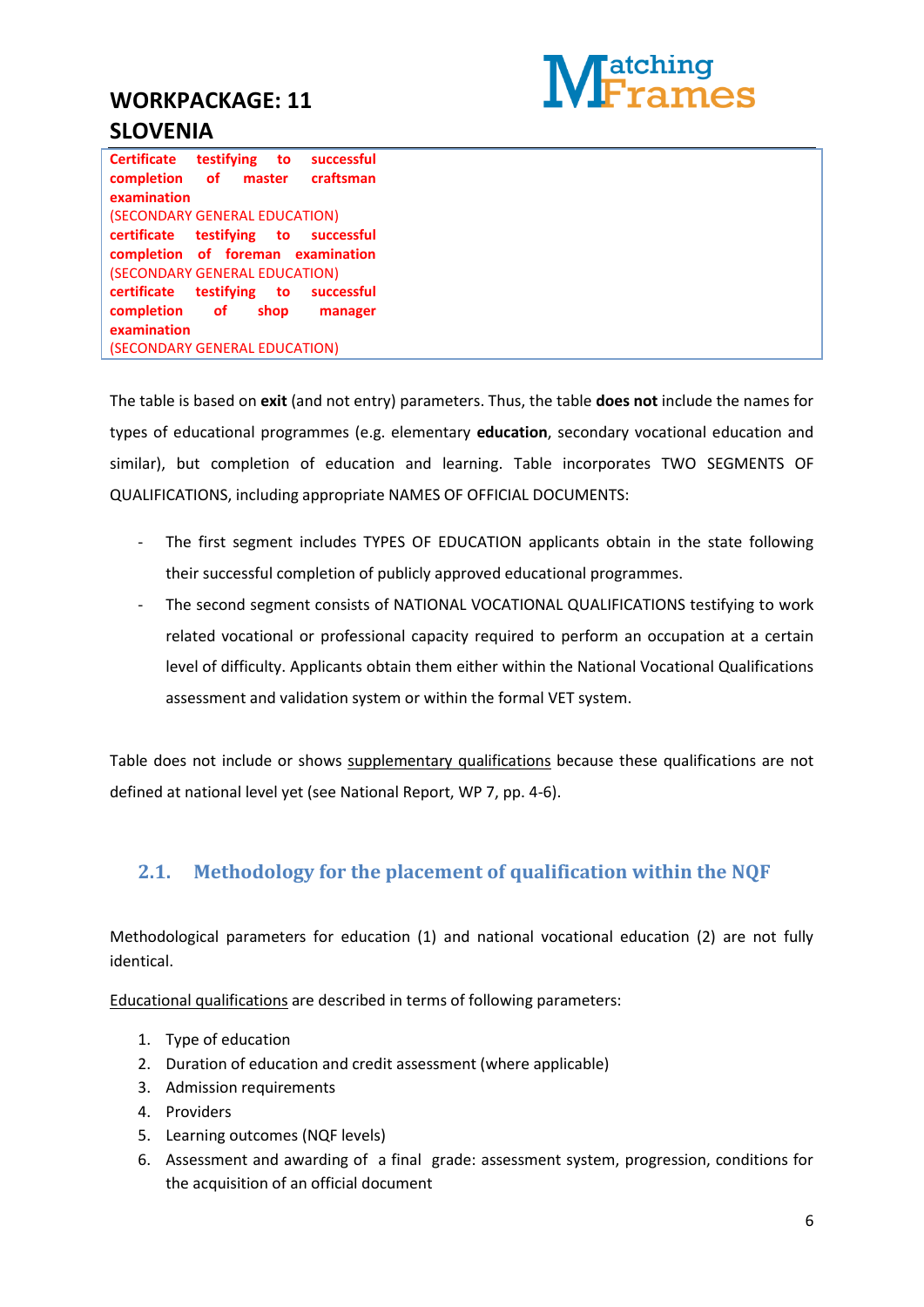| | |
|---|---|
| **Certificate testifying to successful completion of master craftsman examination**<br>(SECONDARY GENERAL EDUCATION)<br>**certificate testifying to successful completion of foreman examination**<br>(SECONDARY GENERAL EDUCATION)<br>**certificate testifying to successful completion of shop manager examination**<br>(SECONDARY GENERAL EDUCATION) | |

The table is based on **exit** (and not entry) parameters. Thus, the table **does not** include the names for types of educational programmes (e.g. elementary **education**, secondary vocational education and similar), but completion of education and learning. Table incorporates TWO SEGMENTS OF QUALIFICATIONS, including appropriate NAMES OF OFFICIAL DOCUMENTS:

- The first segment includes TYPES OF EDUCATION applicants obtain in the state following their successful completion of publicly approved educational programmes.
- The second segment consists of NATIONAL VOCATIONAL QUALIFICATIONS testifying to work related vocational or professional capacity required to perform an occupation at a certain level of difficulty. Applicants obtain them either within the National Vocational Qualifications assessment and validation system or within the formal VET system.

Table does not include or shows supplementary qualifications because these qualifications are not defined at national level yet (see National Report, WP 7, pp. 4-6).

## 2.1. Methodology for the placement of qualification within the NQF

Methodological parameters for education (1) and national vocational education (2) are not fully identical.

Educational qualifications are described in terms of following parameters:

1. Type of education
2. Duration of education and credit assessment (where applicable)
3. Admission requirements
4. Providers
5. Learning outcomes (NQF levels)
6. Assessment and awarding of a final grade: assessment system, progression, conditions for the acquisition of an official document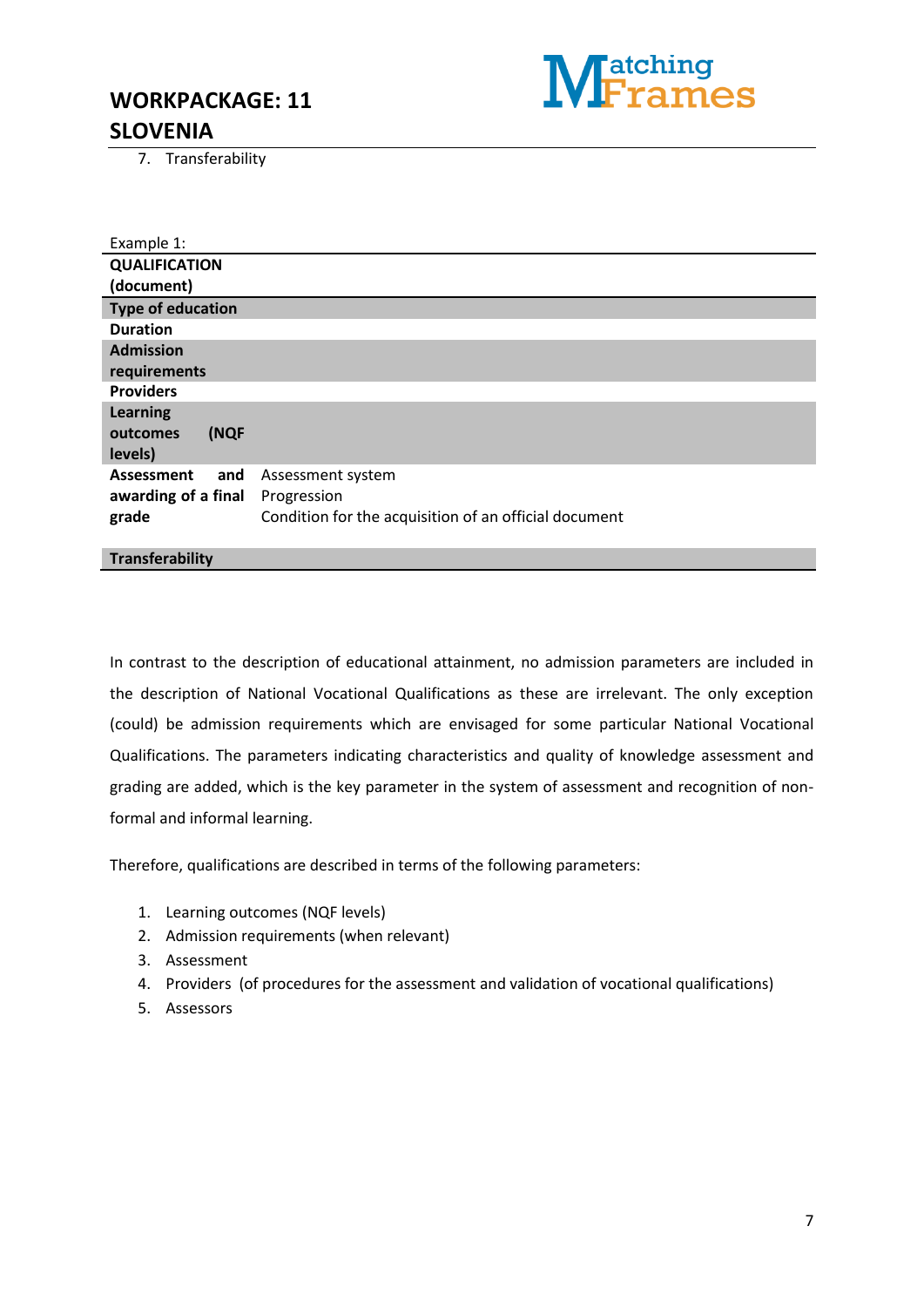7. Transferability

Example 1:

| | |
|---|---|
| **QUALIFICATION (document)** | |
| **Type of education** | |
| **Duration** | |
| **Admission requirements** | |
| **Providers** | |
| **Learning outcomes (NQF levels)** | |
| **Assessment and awarding of a final grade** | Assessment system<br>Progression<br>Condition for the acquisition of an official document |
| **Transferability** | |

In contrast to the description of educational attainment, no admission parameters are included in the description of National Vocational Qualifications as these are irrelevant. The only exception (could) be admission requirements which are envisaged for some particular National Vocational Qualifications. The parameters indicating characteristics and quality of knowledge assessment and grading are added, which is the key parameter in the system of assessment and recognition of non-formal and informal learning.

Therefore, qualifications are described in terms of the following parameters:

1. Learning outcomes (NQF levels)
2. Admission requirements (when relevant)
3. Assessment
4. Providers (of procedures for the assessment and validation of vocational qualifications)
5. Assessors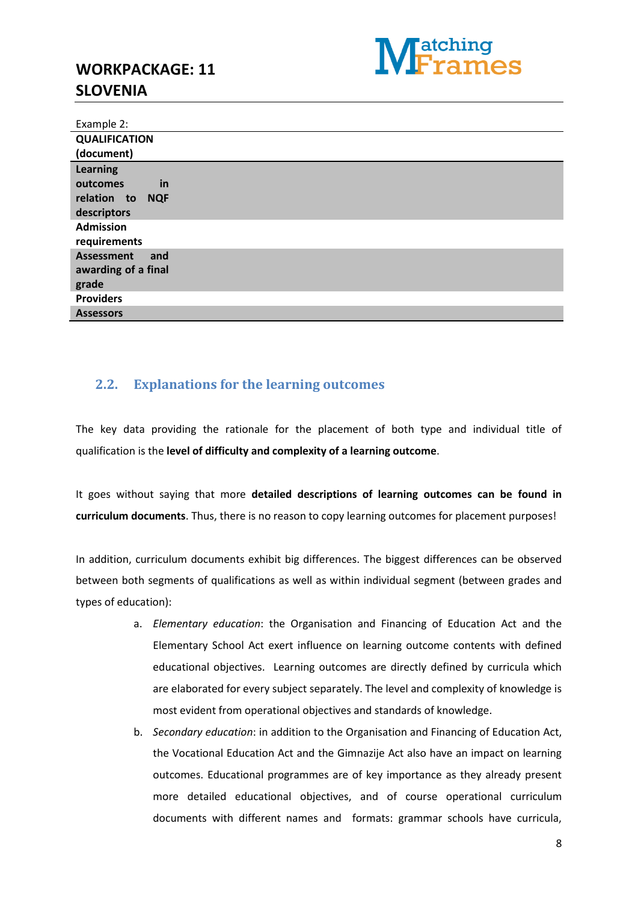Example 2:

| | |
|---|---|
| **QUALIFICATION (document)** | |
| **Learning outcomes in relation to NQF descriptors** | |
| **Admission requirements** | |
| **Assessment and awarding of a final grade** | |
| **Providers** | |
| **Assessors** | |

## 2.2. Explanations for the learning outcomes

The key data providing the rationale for the placement of both type and individual title of qualification is the **level of difficulty and complexity of a learning outcome**.

It goes without saying that more **detailed descriptions of learning outcomes can be found in curriculum documents**. Thus, there is no reason to copy learning outcomes for placement purposes!

In addition, curriculum documents exhibit big differences. The biggest differences can be observed between both segments of qualifications as well as within individual segment (between grades and types of education):

a. *Elementary education*: the Organisation and Financing of Education Act and the Elementary School Act exert influence on learning outcome contents with defined educational objectives. Learning outcomes are directly defined by curricula which are elaborated for every subject separately. The level and complexity of knowledge is most evident from operational objectives and standards of knowledge.

b. *Secondary education*: in addition to the Organisation and Financing of Education Act, the Vocational Education Act and the Gimnazije Act also have an impact on learning outcomes. Educational programmes are of key importance as they already present more detailed educational objectives, and of course operational curriculum documents with different names and formats: grammar schools have curricula,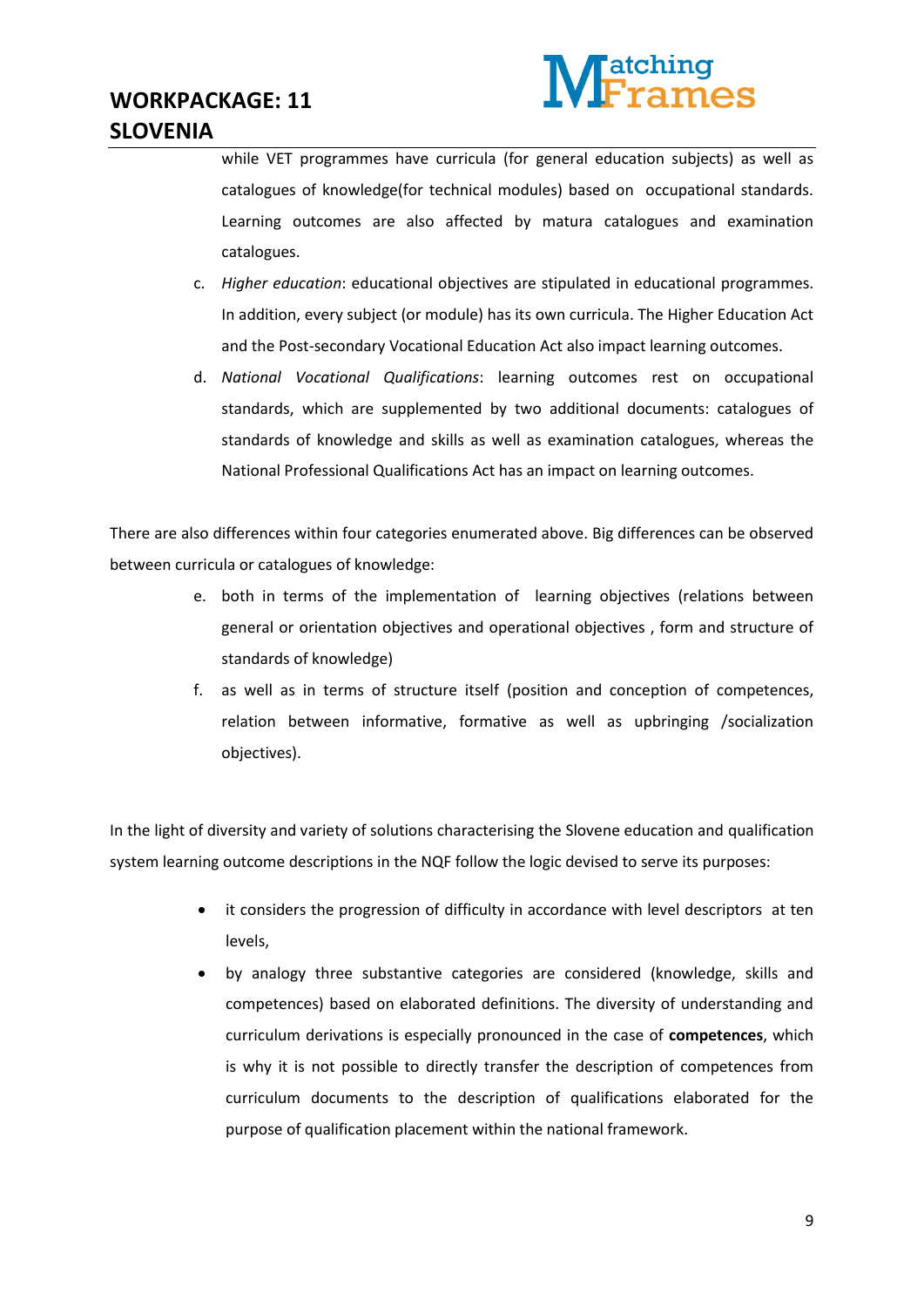while VET programmes have curricula (for general education subjects) as well as catalogues of knowledge(for technical modules) based on occupational standards. Learning outcomes are also affected by matura catalogues and examination catalogues.

c. *Higher education*: educational objectives are stipulated in educational programmes. In addition, every subject (or module) has its own curricula. The Higher Education Act and the Post-secondary Vocational Education Act also impact learning outcomes.

d. *National Vocational Qualifications*: learning outcomes rest on occupational standards, which are supplemented by two additional documents: catalogues of standards of knowledge and skills as well as examination catalogues, whereas the National Professional Qualifications Act has an impact on learning outcomes.

There are also differences within four categories enumerated above. Big differences can be observed between curricula or catalogues of knowledge:

e. both in terms of the implementation of learning objectives (relations between general or orientation objectives and operational objectives , form and structure of standards of knowledge)

f. as well as in terms of structure itself (position and conception of competences, relation between informative, formative as well as upbringing /socialization objectives).

In the light of diversity and variety of solutions characterising the Slovene education and qualification system learning outcome descriptions in the NQF follow the logic devised to serve its purposes:

- it considers the progression of difficulty in accordance with level descriptors at ten levels,
- by analogy three substantive categories are considered (knowledge, skills and competences) based on elaborated definitions. The diversity of understanding and curriculum derivations is especially pronounced in the case of **competences**, which is why it is not possible to directly transfer the description of competences from curriculum documents to the description of qualifications elaborated for the purpose of qualification placement within the national framework.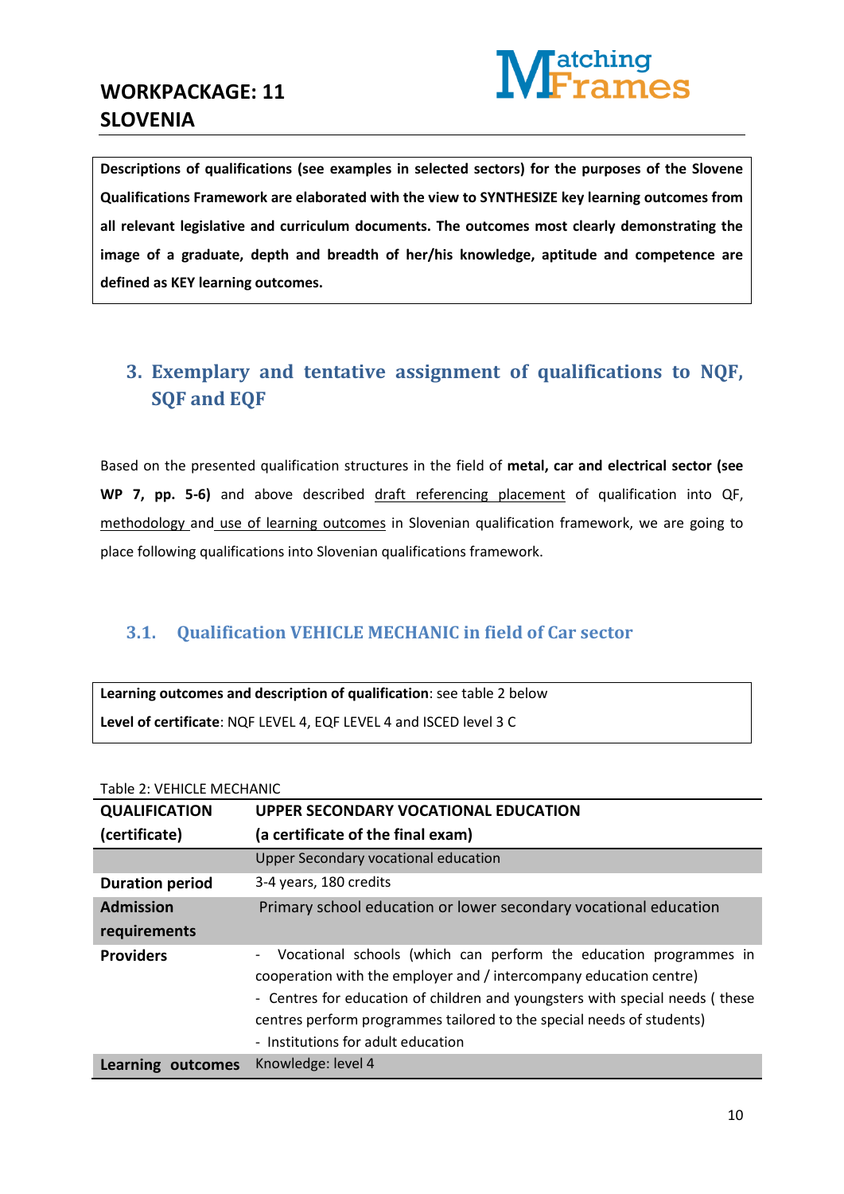**Descriptions of qualifications (see examples in selected sectors) for the purposes of the Slovene Qualifications Framework are elaborated with the view to SYNTHESIZE key learning outcomes from all relevant legislative and curriculum documents. The outcomes most clearly demonstrating the image of a graduate, depth and breadth of her/his knowledge, aptitude and competence are defined as KEY learning outcomes.**

## 3. Exemplary and tentative assignment of qualifications to NQF, SQF and EQF

Based on the presented qualification structures in the field of **metal, car and electrical sector (see WP 7, pp. 5-6)** and above described draft referencing placement of qualification into QF, methodology and use of learning outcomes in Slovenian qualification framework, we are going to place following qualifications into Slovenian qualifications framework.

### 3.1. Qualification VEHICLE MECHANIC in field of Car sector

**Learning outcomes and description of qualification**: see table 2 below

**Level of certificate**: NQF LEVEL 4, EQF LEVEL 4 and ISCED level 3 C

Table 2: VEHICLE MECHANIC

| **QUALIFICATION (certificate)** | **UPPER SECONDARY VOCATIONAL EDUCATION (a certificate of the final exam)** |
|---|---|
| | Upper Secondary vocational education |
| **Duration period** | 3-4 years, 180 credits |
| **Admission requirements** | Primary school education or lower secondary vocational education |
| **Providers** | - Vocational schools (which can perform the education programmes in cooperation with the employer and / intercompany education centre)<br>- Centres for education of children and youngsters with special needs ( these centres perform programmes tailored to the special needs of students)<br>- Institutions for adult education |
| **Learning outcomes** | Knowledge: level 4 |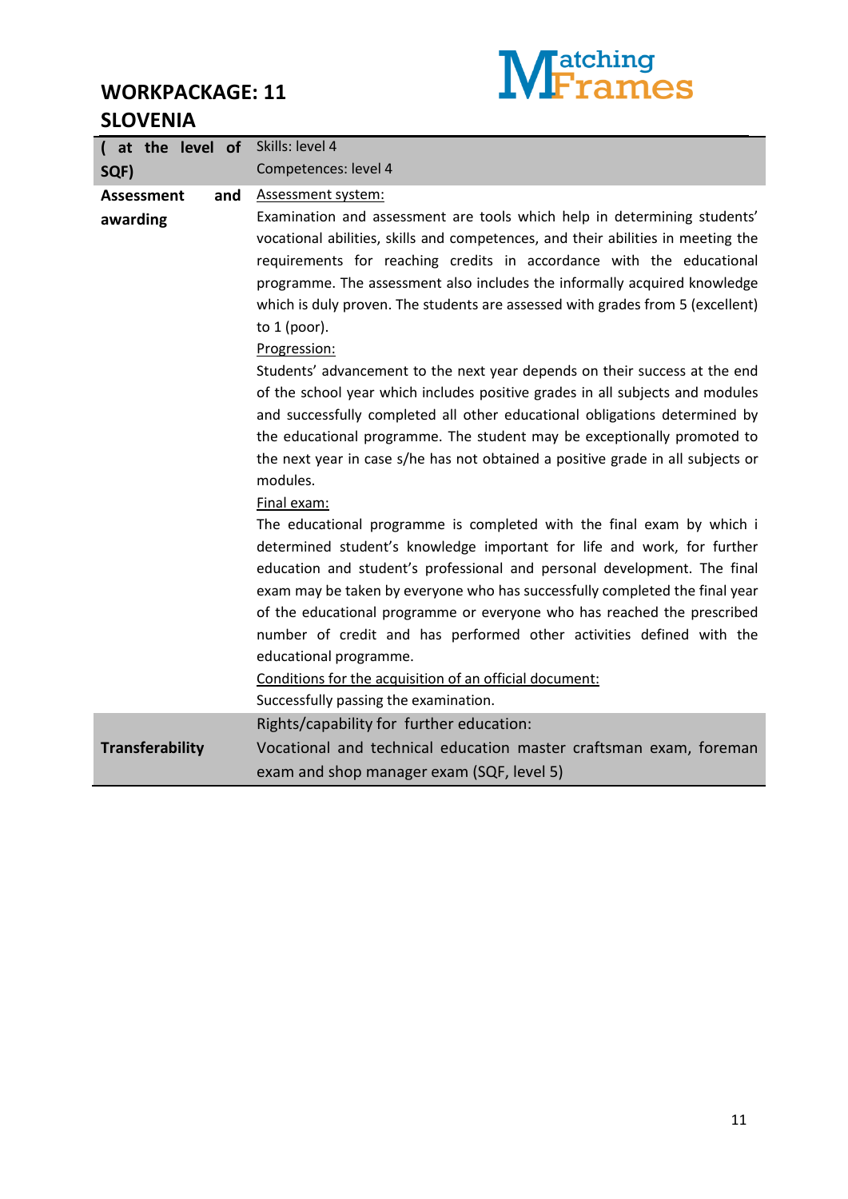## WORKPACKAGE: 11
## SLOVENIA

| | |
|---|---|
| **( at the level of SQF)** | Skills: level 4<br>Competences: level 4 |
| **Assessment and awarding** | Assessment system:<br>Examination and assessment are tools which help in determining students' vocational abilities, skills and competences, and their abilities in meeting the requirements for reaching credits in accordance with the educational programme. The assessment also includes the informally acquired knowledge which is duly proven. The students are assessed with grades from 5 (excellent) to 1 (poor).<br>Progression:<br>Students' advancement to the next year depends on their success at the end of the school year which includes positive grades in all subjects and modules and successfully completed all other educational obligations determined by the educational programme. The student may be exceptionally promoted to the next year in case s/he has not obtained a positive grade in all subjects or modules.<br>Final exam:<br>The educational programme is completed with the final exam by which i determined student's knowledge important for life and work, for further education and student's professional and personal development. The final exam may be taken by everyone who has successfully completed the final year of the educational programme or everyone who has reached the prescribed number of credit and has performed other activities defined with the educational programme.<br>Conditions for the acquisition of an official document:<br>Successfully passing the examination. |
| **Transferability** | Rights/capability for further education:<br>Vocational and technical education master craftsman exam, foreman exam and shop manager exam (SQF, level 5) |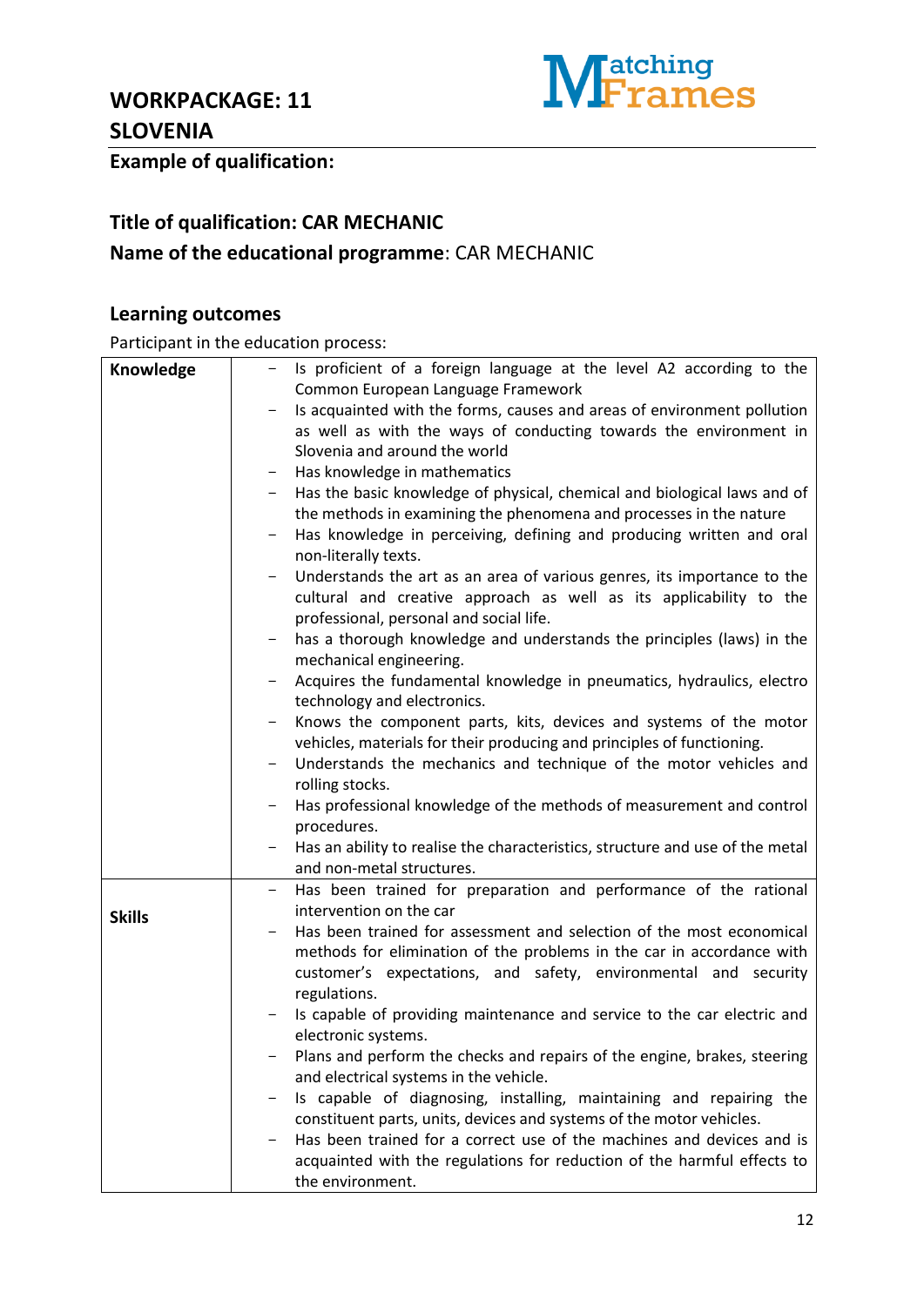# WORKPACKAGE: 11
# SLOVENIA

## Example of qualification:

### Title of qualification: CAR MECHANIC

### Name of the educational programme: CAR MECHANIC

### Learning outcomes

Participant in the education process:

| | |
|---|---|
| **Knowledge** | – Is proficient of a foreign language at the level A2 according to the Common European Language Framework<br>– Is acquainted with the forms, causes and areas of environment pollution as well as with the ways of conducting towards the environment in Slovenia and around the world<br>– Has knowledge in mathematics<br>– Has the basic knowledge of physical, chemical and biological laws and of the methods in examining the phenomena and processes in the nature<br>– Has knowledge in perceiving, defining and producing written and oral non-literally texts.<br>– Understands the art as an area of various genres, its importance to the cultural and creative approach as well as its applicability to the professional, personal and social life.<br>– has a thorough knowledge and understands the principles (laws) in the mechanical engineering.<br>– Acquires the fundamental knowledge in pneumatics, hydraulics, electro technology and electronics.<br>– Knows the component parts, kits, devices and systems of the motor vehicles, materials for their producing and principles of functioning.<br>– Understands the mechanics and technique of the motor vehicles and rolling stocks.<br>– Has professional knowledge of the methods of measurement and control procedures.<br>– Has an ability to realise the characteristics, structure and use of the metal and non-metal structures. |
| **Skills** | – Has been trained for preparation and performance of the rational intervention on the car<br>– Has been trained for assessment and selection of the most economical methods for elimination of the problems in the car in accordance with customer's expectations, and safety, environmental and security regulations.<br>– Is capable of providing maintenance and service to the car electric and electronic systems.<br>– Plans and perform the checks and repairs of the engine, brakes, steering and electrical systems in the vehicle.<br>– Is capable of diagnosing, installing, maintaining and repairing the constituent parts, units, devices and systems of the motor vehicles.<br>– Has been trained for a correct use of the machines and devices and is acquainted with the regulations for reduction of the harmful effects to the environment. |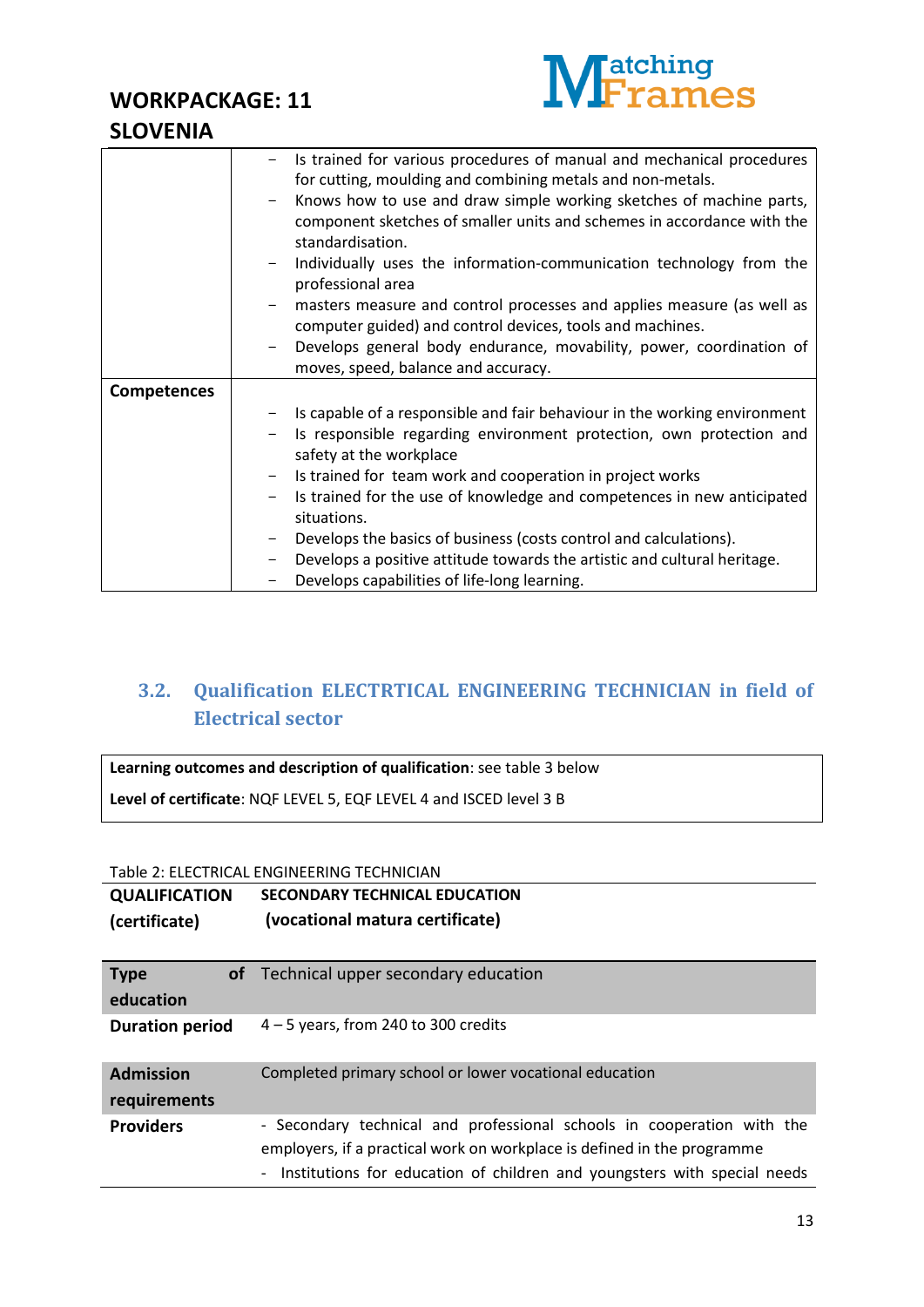| | |
|---|---|
| | − Is trained for various procedures of manual and mechanical procedures for cutting, moulding and combining metals and non-metals.<br>− Knows how to use and draw simple working sketches of machine parts, component sketches of smaller units and schemes in accordance with the standardisation.<br>− Individually uses the information-communication technology from the professional area<br>− masters measure and control processes and applies measure (as well as computer guided) and control devices, tools and machines.<br>− Develops general body endurance, movability, power, coordination of moves, speed, balance and accuracy. |
| **Competences** | − Is capable of a responsible and fair behaviour in the working environment<br>− Is responsible regarding environment protection, own protection and safety at the workplace<br>− Is trained for team work and cooperation in project works<br>− Is trained for the use of knowledge and competences in new anticipated situations.<br>− Develops the basics of business (costs control and calculations).<br>− Develops a positive attitude towards the artistic and cultural heritage.<br>− Develops capabilities of life-long learning. |

## 3.2. Qualification ELECTRTICAL ENGINEERING TECHNICIAN in field of Electrical sector

**Learning outcomes and description of qualification**: see table 3 below

**Level of certificate**: NQF LEVEL 5, EQF LEVEL 4 and ISCED level 3 B

Table 2: ELECTRICAL ENGINEERING TECHNICIAN

| **QUALIFICATION (certificate)** | **SECONDARY TECHNICAL EDUCATION (vocational matura certificate)** |
|---|---|
| **Type of education** | Technical upper secondary education |
| **Duration period** | 4 – 5 years, from 240 to 300 credits |
| **Admission requirements** | Completed primary school or lower vocational education |
| **Providers** | - Secondary technical and professional schools in cooperation with the employers, if a practical work on workplace is defined in the programme<br>- Institutions for education of children and youngsters with special needs |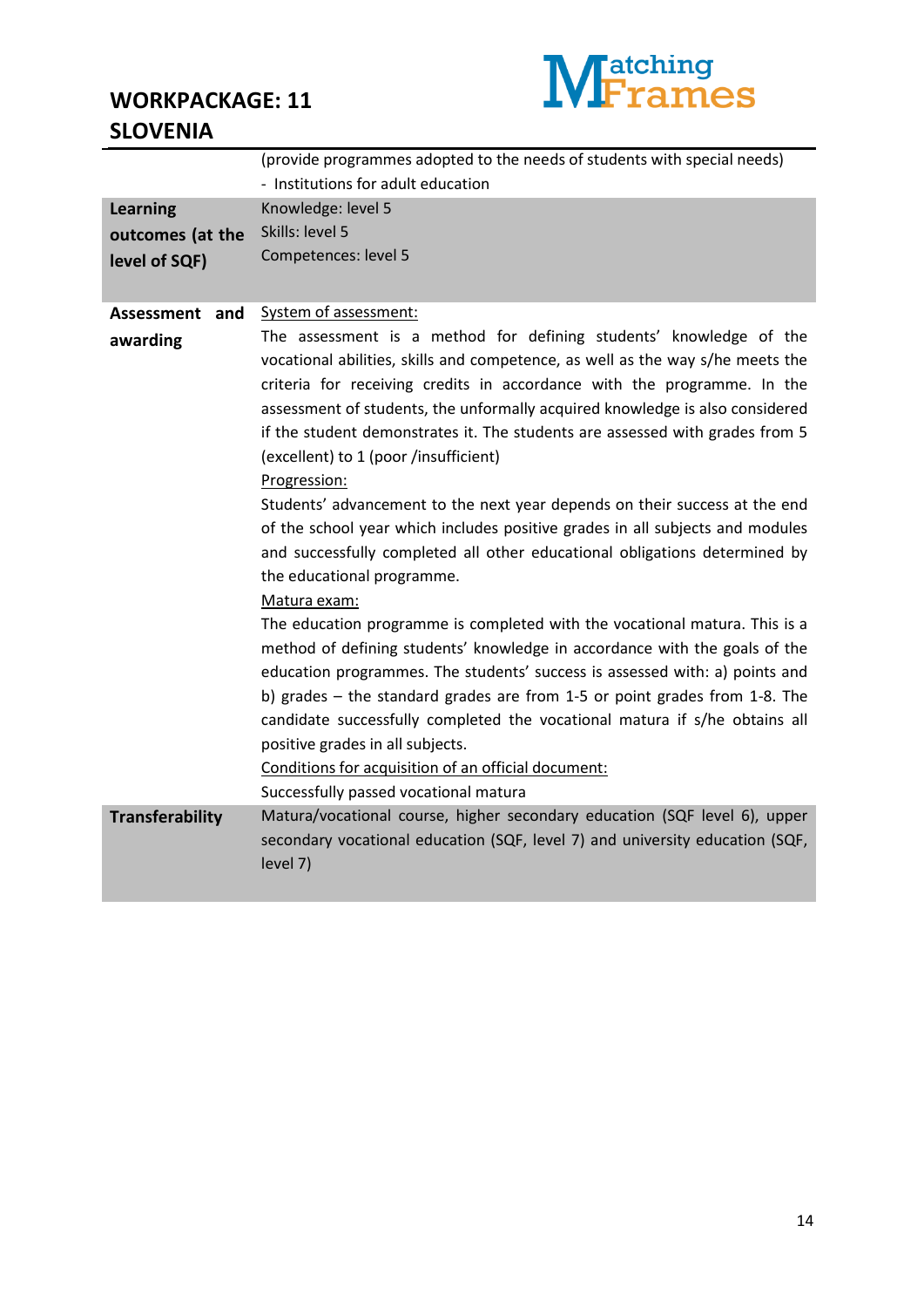| | |
|---|---|
| | (provide programmes adopted to the needs of students with special needs)<br>- Institutions for adult education |
| **Learning outcomes (at the level of SQF)** | Knowledge: level 5<br>Skills: level 5<br>Competences: level 5 |
| **Assessment and awarding** | System of assessment:<br>The assessment is a method for defining students' knowledge of the vocational abilities, skills and competence, as well as the way s/he meets the criteria for receiving credits in accordance with the programme. In the assessment of students, the unformally acquired knowledge is also considered if the student demonstrates it. The students are assessed with grades from 5 (excellent) to 1 (poor /insufficient)<br>Progression:<br>Students' advancement to the next year depends on their success at the end of the school year which includes positive grades in all subjects and modules and successfully completed all other educational obligations determined by the educational programme.<br>Matura exam:<br>The education programme is completed with the vocational matura. This is a method of defining students' knowledge in accordance with the goals of the education programmes. The students' success is assessed with: a) points and b) grades – the standard grades are from 1-5 or point grades from 1-8. The candidate successfully completed the vocational matura if s/he obtains all positive grades in all subjects.<br>Conditions for acquisition of an official document:<br>Successfully passed vocational matura |
| **Transferability** | Matura/vocational course, higher secondary education (SQF level 6), upper secondary vocational education (SQF, level 7) and university education (SQF, level 7) |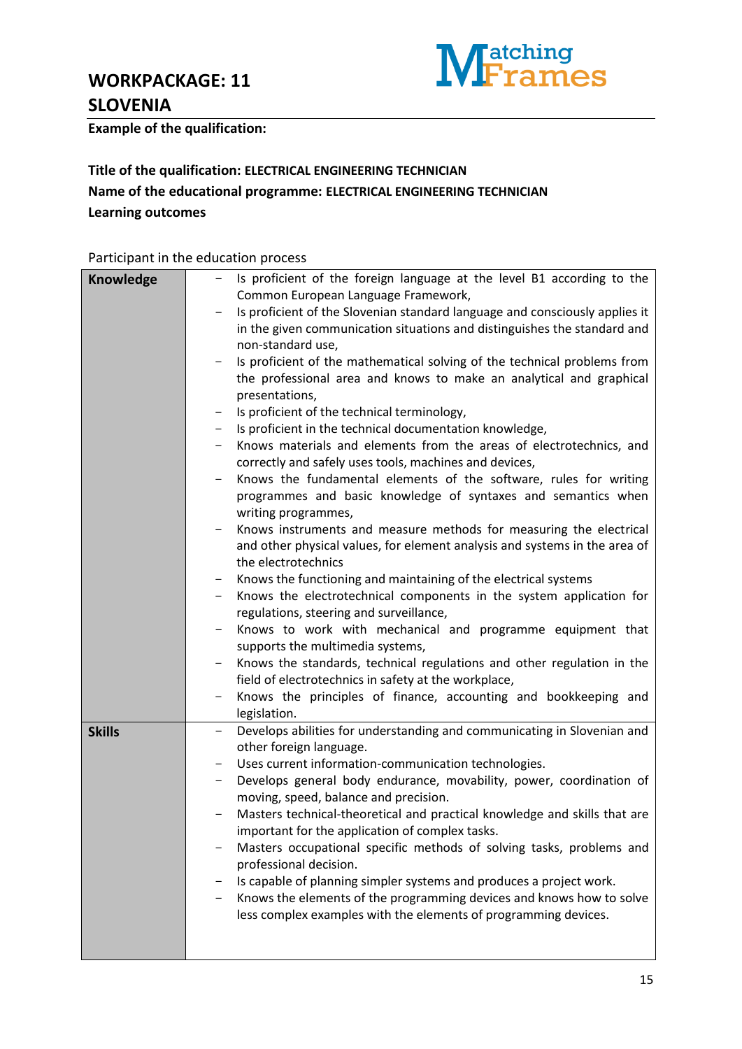# WORKPACKAGE: 11
# SLOVENIA

**Example of the qualification:**

**Title of the qualification:** **ELECTRICAL ENGINEERING TECHNICIAN**
**Name of the educational programme:** **ELECTRICAL ENGINEERING TECHNICIAN**
**Learning outcomes**

Participant in the education process

| | |
|---|---|
| **Knowledge** | – Is proficient of the foreign language at the level B1 according to the Common European Language Framework,<br>– Is proficient of the Slovenian standard language and consciously applies it in the given communication situations and distinguishes the standard and non-standard use,<br>– Is proficient of the mathematical solving of the technical problems from the professional area and knows to make an analytical and graphical presentations,<br>– Is proficient of the technical terminology,<br>– Is proficient in the technical documentation knowledge,<br>– Knows materials and elements from the areas of electrotechnics, and correctly and safely uses tools, machines and devices,<br>– Knows the fundamental elements of the software, rules for writing programmes and basic knowledge of syntaxes and semantics when writing programmes,<br>– Knows instruments and measure methods for measuring the electrical and other physical values, for element analysis and systems in the area of the electrotechnics<br>– Knows the functioning and maintaining of the electrical systems<br>– Knows the electrotechnical components in the system application for regulations, steering and surveillance,<br>– Knows to work with mechanical and programme equipment that supports the multimedia systems,<br>– Knows the standards, technical regulations and other regulation in the field of electrotechnics in safety at the workplace,<br>– Knows the principles of finance, accounting and bookkeeping and legislation. |
| **Skills** | – Develops abilities for understanding and communicating in Slovenian and other foreign language.<br>– Uses current information-communication technologies.<br>– Develops general body endurance, movability, power, coordination of moving, speed, balance and precision.<br>– Masters technical-theoretical and practical knowledge and skills that are important for the application of complex tasks.<br>– Masters occupational specific methods of solving tasks, problems and professional decision.<br>– Is capable of planning simpler systems and produces a project work.<br>– Knows the elements of the programming devices and knows how to solve less complex examples with the elements of programming devices. |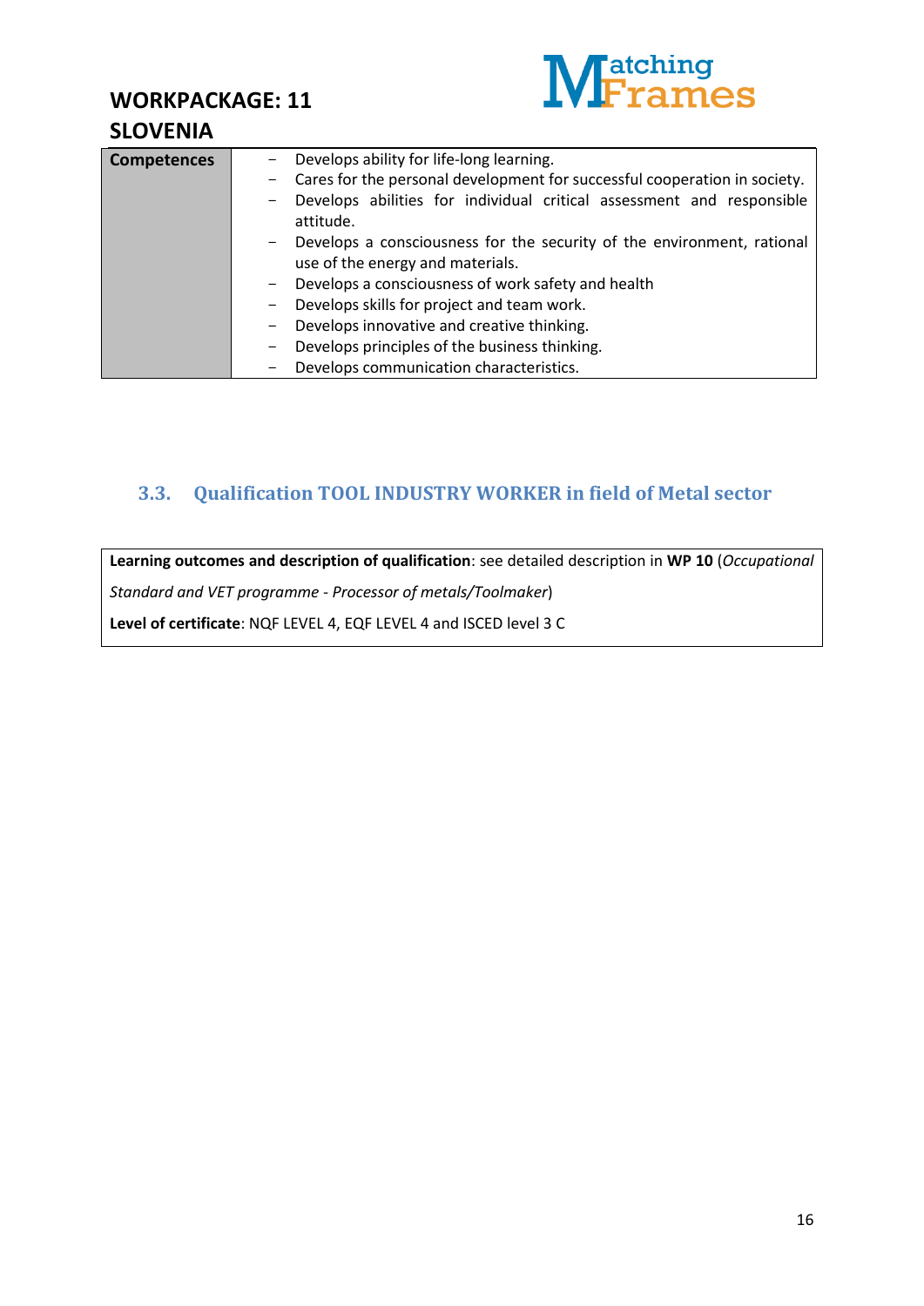| Competences | – Develops ability for life-long learning.<br>– Cares for the personal development for successful cooperation in society.<br>– Develops abilities for individual critical assessment and responsible attitude.<br>– Develops a consciousness for the security of the environment, rational use of the energy and materials.<br>– Develops a consciousness of work safety and health<br>– Develops skills for project and team work.<br>– Develops innovative and creative thinking.<br>– Develops principles of the business thinking.<br>– Develops communication characteristics. |
|---|---|

## 3.3. Qualification TOOL INDUSTRY WORKER in field of Metal sector

**Learning outcomes and description of qualification**: see detailed description in **WP 10** (*Occupational Standard and VET programme - Processor of metals/Toolmaker*)

**Level of certificate**: NQF LEVEL 4, EQF LEVEL 4 and ISCED level 3 C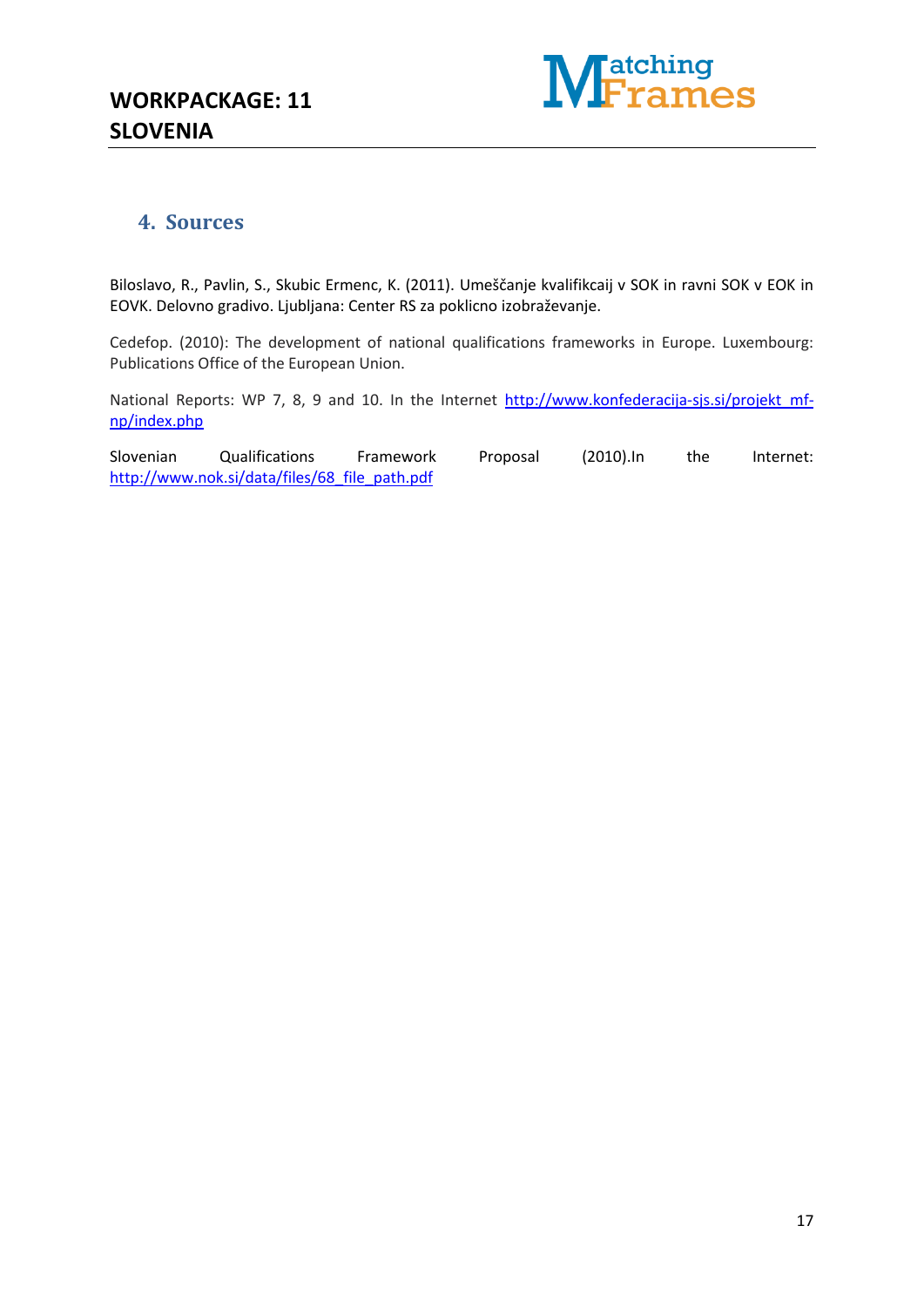## 4. Sources

Biloslavo, R., Pavlin, S., Skubic Ermenc, K. (2011). Umeščanje kvalifikcaij v SOK in ravni SOK v EOK in EOVK. Delovno gradivo. Ljubljana: Center RS za poklicno izobraževanje.

Cedefop. (2010): The development of national qualifications frameworks in Europe. Luxembourg: Publications Office of the European Union.

National Reports: WP 7, 8, 9 and 10. In the Internet http://www.konfederacija-sjs.si/projekt_mf-np/index.php

Slovenian Qualifications Framework Proposal (2010).In the Internet: http://www.nok.si/data/files/68_file_path.pdf